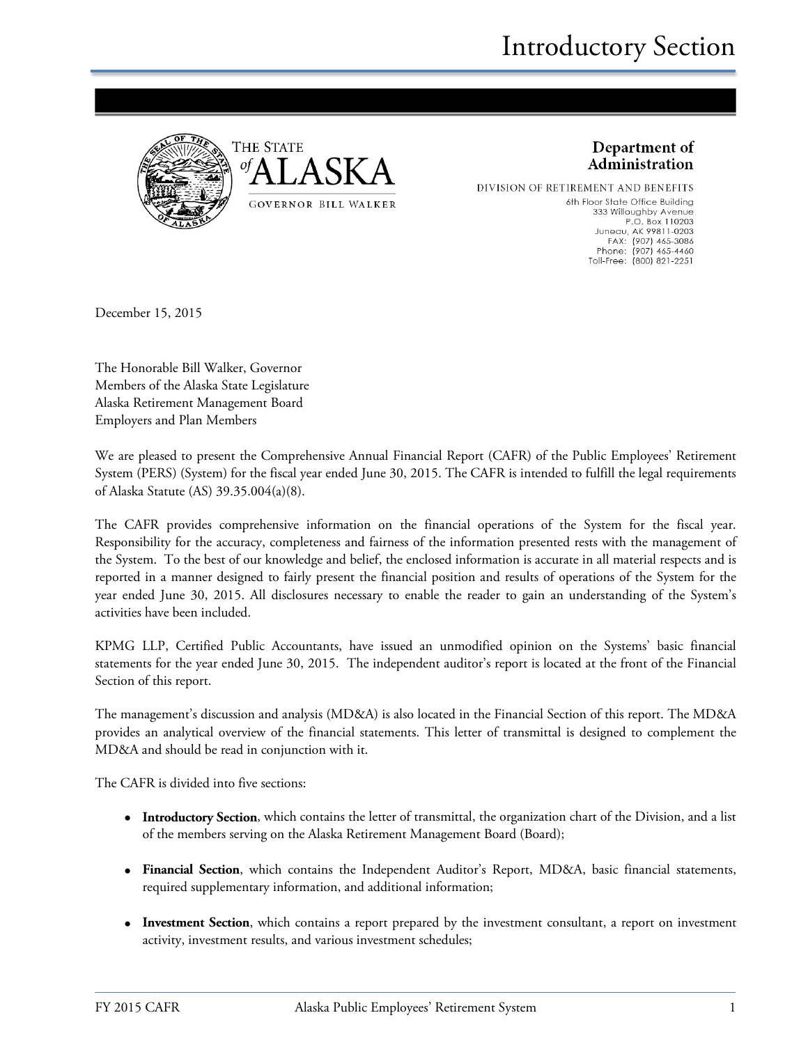# Introductory Section

THE STATE of ALASKA

GOVERNOR BILL WALKER

**Department of Administration**

DIVISION OF RETIREMENT AND BENEFITS

6th Floor State Office Building
333 Willoughby Avenue
P.O. Box 110203
Juneau, AK 99811-0203
FAX: (907) 465-3086
Phone: (907) 465-4460
Toll-Free: (800) 821-2251

December 15, 2015

The Honorable Bill Walker, Governor
Members of the Alaska State Legislature
Alaska Retirement Management Board
Employers and Plan Members

We are pleased to present the Comprehensive Annual Financial Report (CAFR) of the Public Employees' Retirement System (PERS) (System) for the fiscal year ended June 30, 2015. The CAFR is intended to fulfill the legal requirements of Alaska Statute (AS) 39.35.004(a)(8).

The CAFR provides comprehensive information on the financial operations of the System for the fiscal year. Responsibility for the accuracy, completeness and fairness of the information presented rests with the management of the System. To the best of our knowledge and belief, the enclosed information is accurate in all material respects and is reported in a manner designed to fairly present the financial position and results of operations of the System for the year ended June 30, 2015. All disclosures necessary to enable the reader to gain an understanding of the System's activities have been included.

KPMG LLP, Certified Public Accountants, have issued an unmodified opinion on the Systems' basic financial statements for the year ended June 30, 2015. The independent auditor's report is located at the front of the Financial Section of this report.

The management's discussion and analysis (MD&A) is also located in the Financial Section of this report. The MD&A provides an analytical overview of the financial statements. This letter of transmittal is designed to complement the MD&A and should be read in conjunction with it.

The CAFR is divided into five sections:

- **Introductory Section**, which contains the letter of transmittal, the organization chart of the Division, and a list of the members serving on the Alaska Retirement Management Board (Board);
- **Financial Section**, which contains the Independent Auditor's Report, MD&A, basic financial statements, required supplementary information, and additional information;
- **Investment Section**, which contains a report prepared by the investment consultant, a report on investment activity, investment results, and various investment schedules;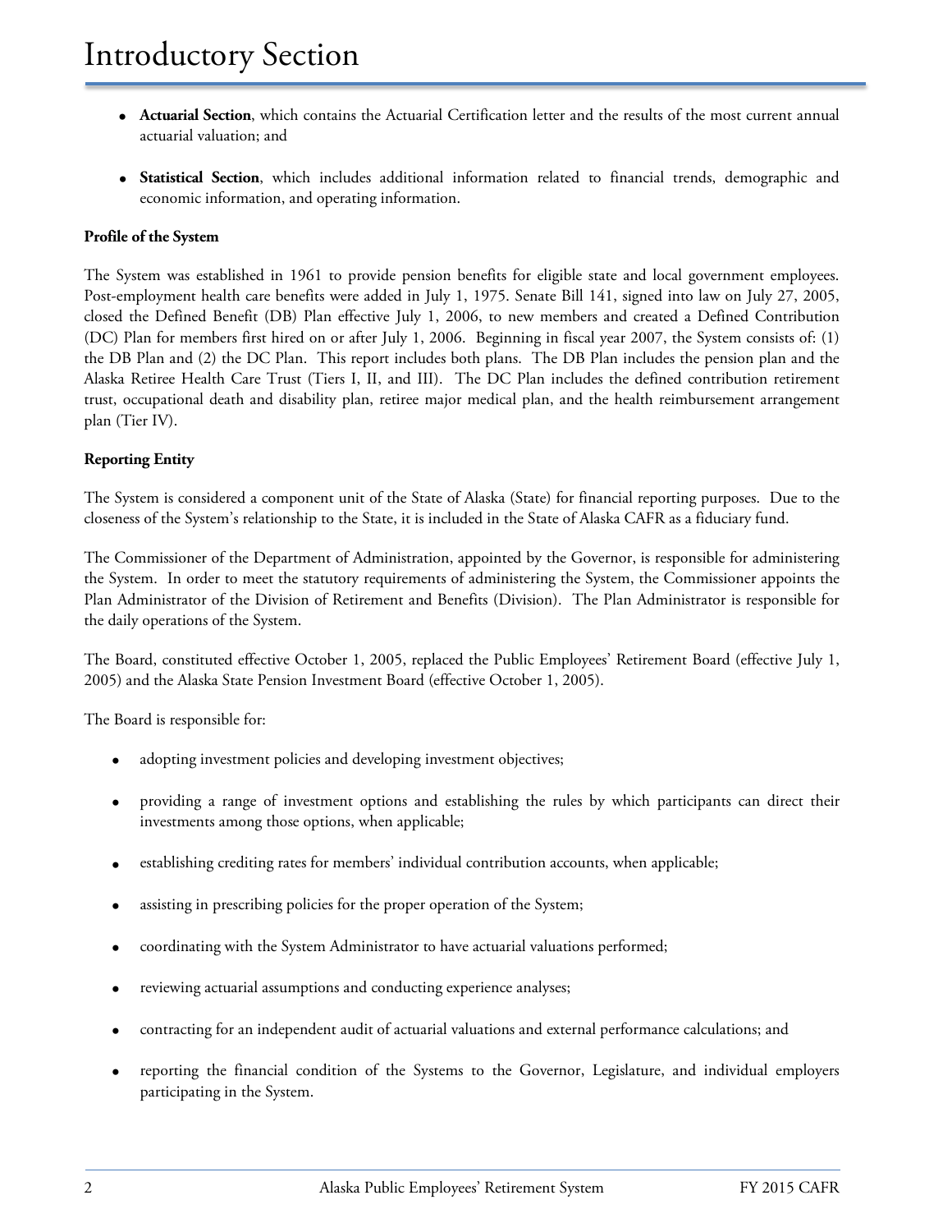- **Actuarial Section**, which contains the Actuarial Certification letter and the results of the most current annual actuarial valuation; and

- **Statistical Section**, which includes additional information related to financial trends, demographic and economic information, and operating information.

**Profile of the System**

The System was established in 1961 to provide pension benefits for eligible state and local government employees. Post-employment health care benefits were added in July 1, 1975. Senate Bill 141, signed into law on July 27, 2005, closed the Defined Benefit (DB) Plan effective July 1, 2006, to new members and created a Defined Contribution (DC) Plan for members first hired on or after July 1, 2006. Beginning in fiscal year 2007, the System consists of: (1) the DB Plan and (2) the DC Plan. This report includes both plans. The DB Plan includes the pension plan and the Alaska Retiree Health Care Trust (Tiers I, II, and III). The DC Plan includes the defined contribution retirement trust, occupational death and disability plan, retiree major medical plan, and the health reimbursement arrangement plan (Tier IV).

**Reporting Entity**

The System is considered a component unit of the State of Alaska (State) for financial reporting purposes. Due to the closeness of the System's relationship to the State, it is included in the State of Alaska CAFR as a fiduciary fund.

The Commissioner of the Department of Administration, appointed by the Governor, is responsible for administering the System. In order to meet the statutory requirements of administering the System, the Commissioner appoints the Plan Administrator of the Division of Retirement and Benefits (Division). The Plan Administrator is responsible for the daily operations of the System.

The Board, constituted effective October 1, 2005, replaced the Public Employees' Retirement Board (effective July 1, 2005) and the Alaska State Pension Investment Board (effective October 1, 2005).

The Board is responsible for:

- adopting investment policies and developing investment objectives;

- providing a range of investment options and establishing the rules by which participants can direct their investments among those options, when applicable;

- establishing crediting rates for members' individual contribution accounts, when applicable;

- assisting in prescribing policies for the proper operation of the System;

- coordinating with the System Administrator to have actuarial valuations performed;

- reviewing actuarial assumptions and conducting experience analyses;

- contracting for an independent audit of actuarial valuations and external performance calculations; and

- reporting the financial condition of the Systems to the Governor, Legislature, and individual employers participating in the System.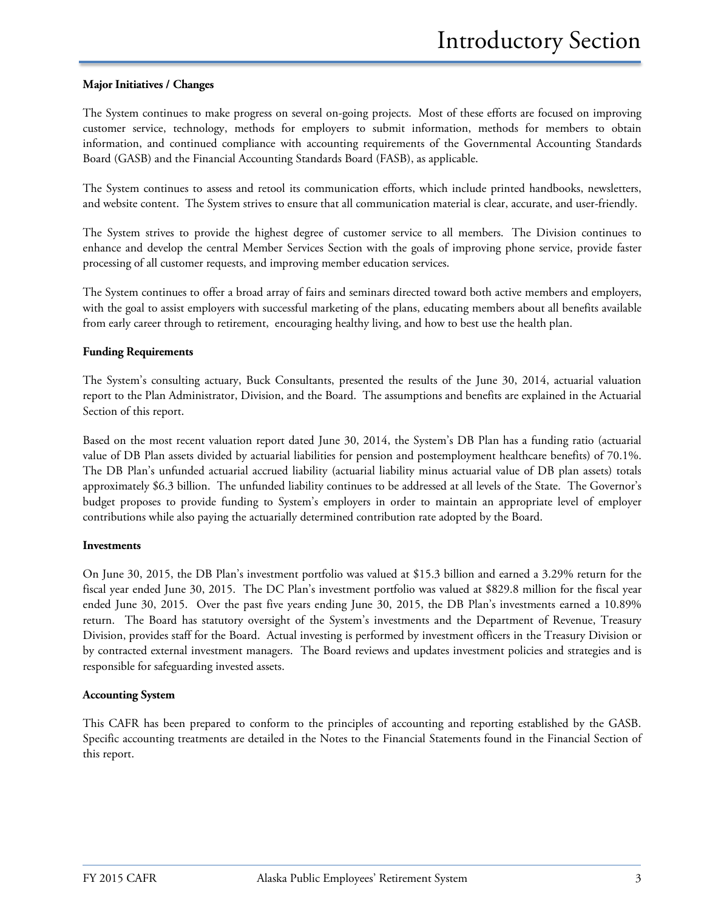**Major Initiatives / Changes**

The System continues to make progress on several on-going projects. Most of these efforts are focused on improving customer service, technology, methods for employers to submit information, methods for members to obtain information, and continued compliance with accounting requirements of the Governmental Accounting Standards Board (GASB) and the Financial Accounting Standards Board (FASB), as applicable.

The System continues to assess and retool its communication efforts, which include printed handbooks, newsletters, and website content. The System strives to ensure that all communication material is clear, accurate, and user-friendly.

The System strives to provide the highest degree of customer service to all members. The Division continues to enhance and develop the central Member Services Section with the goals of improving phone service, provide faster processing of all customer requests, and improving member education services.

The System continues to offer a broad array of fairs and seminars directed toward both active members and employers, with the goal to assist employers with successful marketing of the plans, educating members about all benefits available from early career through to retirement, encouraging healthy living, and how to best use the health plan.

**Funding Requirements**

The System's consulting actuary, Buck Consultants, presented the results of the June 30, 2014, actuarial valuation report to the Plan Administrator, Division, and the Board. The assumptions and benefits are explained in the Actuarial Section of this report.

Based on the most recent valuation report dated June 30, 2014, the System's DB Plan has a funding ratio (actuarial value of DB Plan assets divided by actuarial liabilities for pension and postemployment healthcare benefits) of 70.1%. The DB Plan's unfunded actuarial accrued liability (actuarial liability minus actuarial value of DB plan assets) totals approximately $6.3 billion. The unfunded liability continues to be addressed at all levels of the State. The Governor's budget proposes to provide funding to System's employers in order to maintain an appropriate level of employer contributions while also paying the actuarially determined contribution rate adopted by the Board.

**Investments**

On June 30, 2015, the DB Plan's investment portfolio was valued at $15.3 billion and earned a 3.29% return for the fiscal year ended June 30, 2015. The DC Plan's investment portfolio was valued at $829.8 million for the fiscal year ended June 30, 2015. Over the past five years ending June 30, 2015, the DB Plan's investments earned a 10.89% return. The Board has statutory oversight of the System's investments and the Department of Revenue, Treasury Division, provides staff for the Board. Actual investing is performed by investment officers in the Treasury Division or by contracted external investment managers. The Board reviews and updates investment policies and strategies and is responsible for safeguarding invested assets.

**Accounting System**

This CAFR has been prepared to conform to the principles of accounting and reporting established by the GASB. Specific accounting treatments are detailed in the Notes to the Financial Statements found in the Financial Section of this report.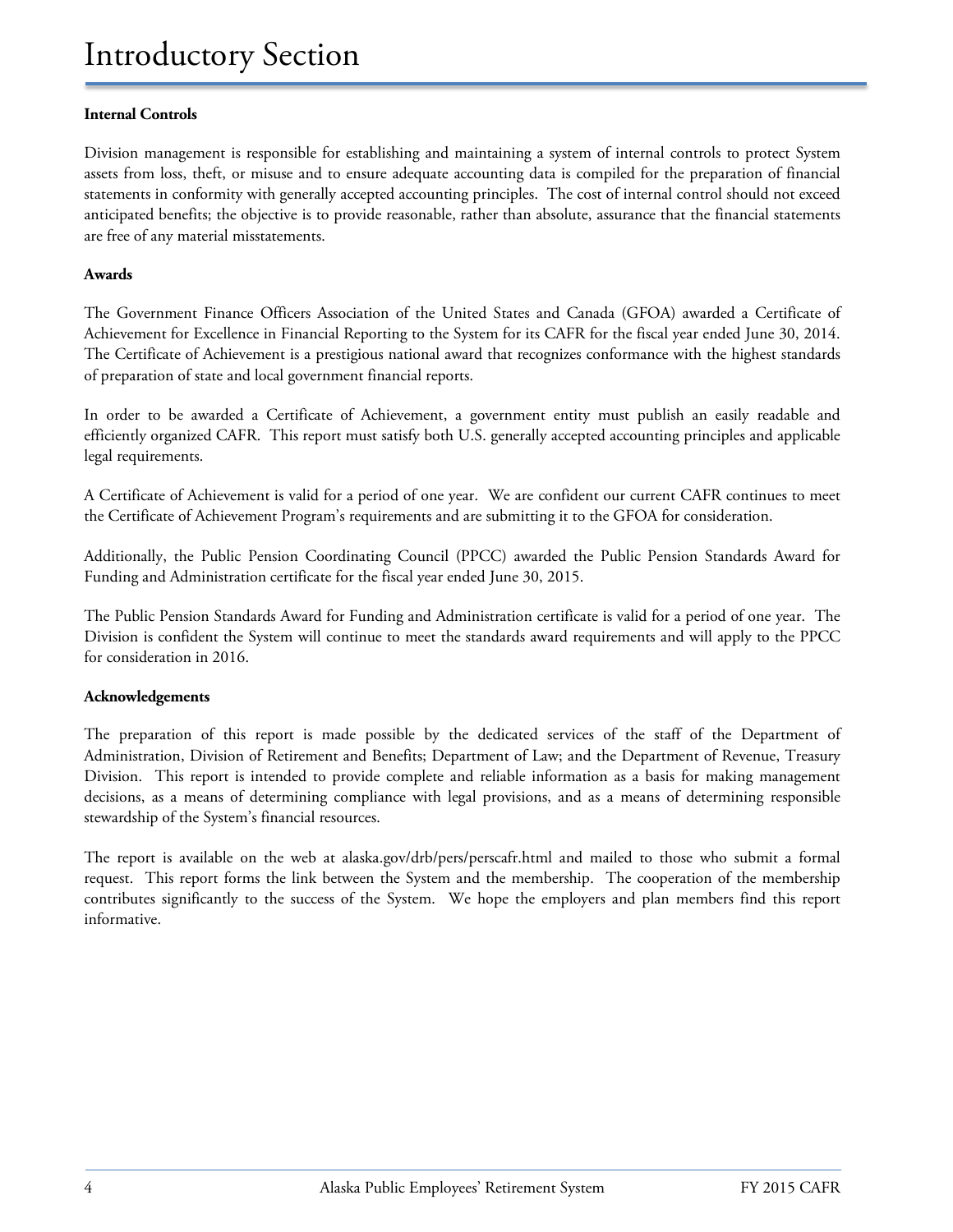#### Internal Controls

Division management is responsible for establishing and maintaining a system of internal controls to protect System assets from loss, theft, or misuse and to ensure adequate accounting data is compiled for the preparation of financial statements in conformity with generally accepted accounting principles. The cost of internal control should not exceed anticipated benefits; the objective is to provide reasonable, rather than absolute, assurance that the financial statements are free of any material misstatements.

#### Awards

The Government Finance Officers Association of the United States and Canada (GFOA) awarded a Certificate of Achievement for Excellence in Financial Reporting to the System for its CAFR for the fiscal year ended June 30, 2014. The Certificate of Achievement is a prestigious national award that recognizes conformance with the highest standards of preparation of state and local government financial reports.

In order to be awarded a Certificate of Achievement, a government entity must publish an easily readable and efficiently organized CAFR. This report must satisfy both U.S. generally accepted accounting principles and applicable legal requirements.

A Certificate of Achievement is valid for a period of one year. We are confident our current CAFR continues to meet the Certificate of Achievement Program's requirements and are submitting it to the GFOA for consideration.

Additionally, the Public Pension Coordinating Council (PPCC) awarded the Public Pension Standards Award for Funding and Administration certificate for the fiscal year ended June 30, 2015.

The Public Pension Standards Award for Funding and Administration certificate is valid for a period of one year. The Division is confident the System will continue to meet the standards award requirements and will apply to the PPCC for consideration in 2016.

#### Acknowledgements

The preparation of this report is made possible by the dedicated services of the staff of the Department of Administration, Division of Retirement and Benefits; Department of Law; and the Department of Revenue, Treasury Division. This report is intended to provide complete and reliable information as a basis for making management decisions, as a means of determining compliance with legal provisions, and as a means of determining responsible stewardship of the System's financial resources.

The report is available on the web at alaska.gov/drb/pers/perscafr.html and mailed to those who submit a formal request. This report forms the link between the System and the membership. The cooperation of the membership contributes significantly to the success of the System. We hope the employers and plan members find this report informative.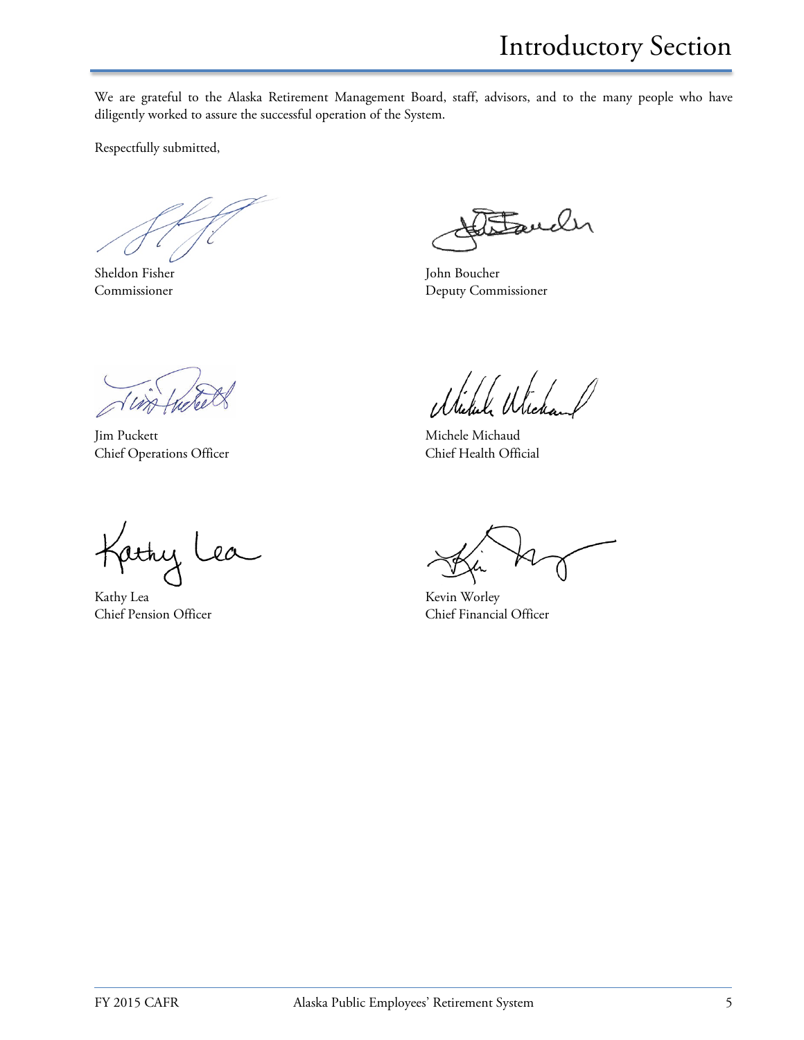We are grateful to the Alaska Retirement Management Board, staff, advisors, and to the many people who have diligently worked to assure the successful operation of the System.

Respectfully submitted,

Sheldon Fisher
Commissioner

John Boucher
Deputy Commissioner

Jim Puckett
Chief Operations Officer

Michele Michaud
Chief Health Official

Kathy Lea
Chief Pension Officer

Kevin Worley
Chief Financial Officer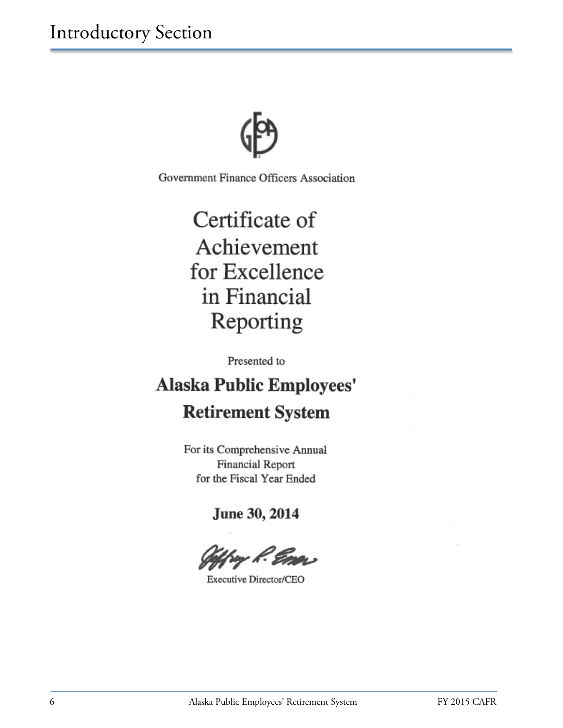# Introductory Section

Government Finance Officers Association

## Certificate of Achievement for Excellence in Financial Reporting

Presented to

**Alaska Public Employees' Retirement System**

For its Comprehensive Annual Financial Report for the Fiscal Year Ended

**June 30, 2014**

Executive Director/CEO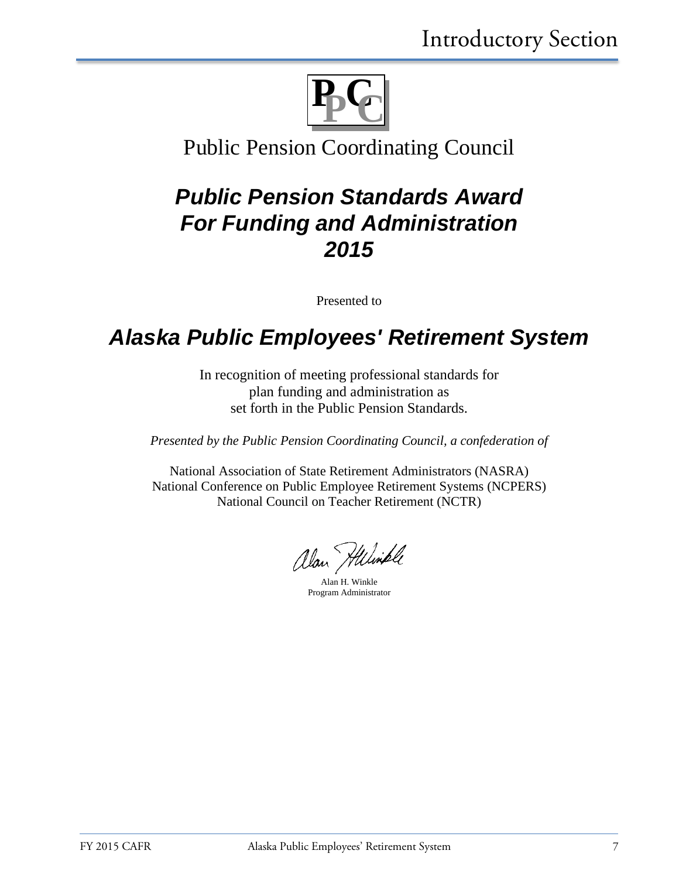PPCC

Public Pension Coordinating Council

## *Public Pension Standards Award For Funding and Administration 2015*

Presented to

## *Alaska Public Employees' Retirement System*

In recognition of meeting professional standards for
plan funding and administration as
set forth in the Public Pension Standards.

*Presented by the Public Pension Coordinating Council, a confederation of*

National Association of State Retirement Administrators (NASRA)
National Conference on Public Employee Retirement Systems (NCPERS)
National Council on Teacher Retirement (NCTR)

Alan H. Winkle
Program Administrator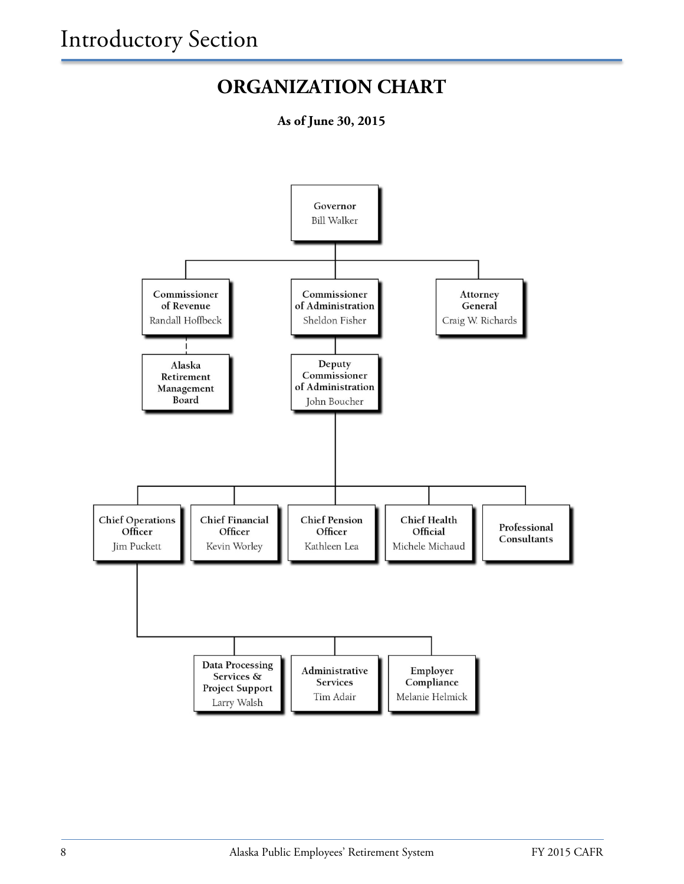## ORGANIZATION CHART

**As of June 30, 2015**

- **Governor** — Bill Walker
  - **Commissioner of Revenue** — Randall Hoffbeck
    - **Alaska Retirement Management Board**
  - **Commissioner of Administration** — Sheldon Fisher
    - **Deputy Commissioner of Administration** — John Boucher
      - **Chief Operations Officer** — Jim Puckett
        - **Data Processing Services & Project Support** — Larry Walsh
        - **Administrative Services** — Tim Adair
        - **Employer Compliance** — Melanie Helmick
      - **Chief Financial Officer** — Kevin Worley
      - **Chief Pension Officer** — Kathleen Lea
      - **Chief Health Official** — Michele Michaud
      - **Professional Consultants**
  - **Attorney General** — Craig W. Richards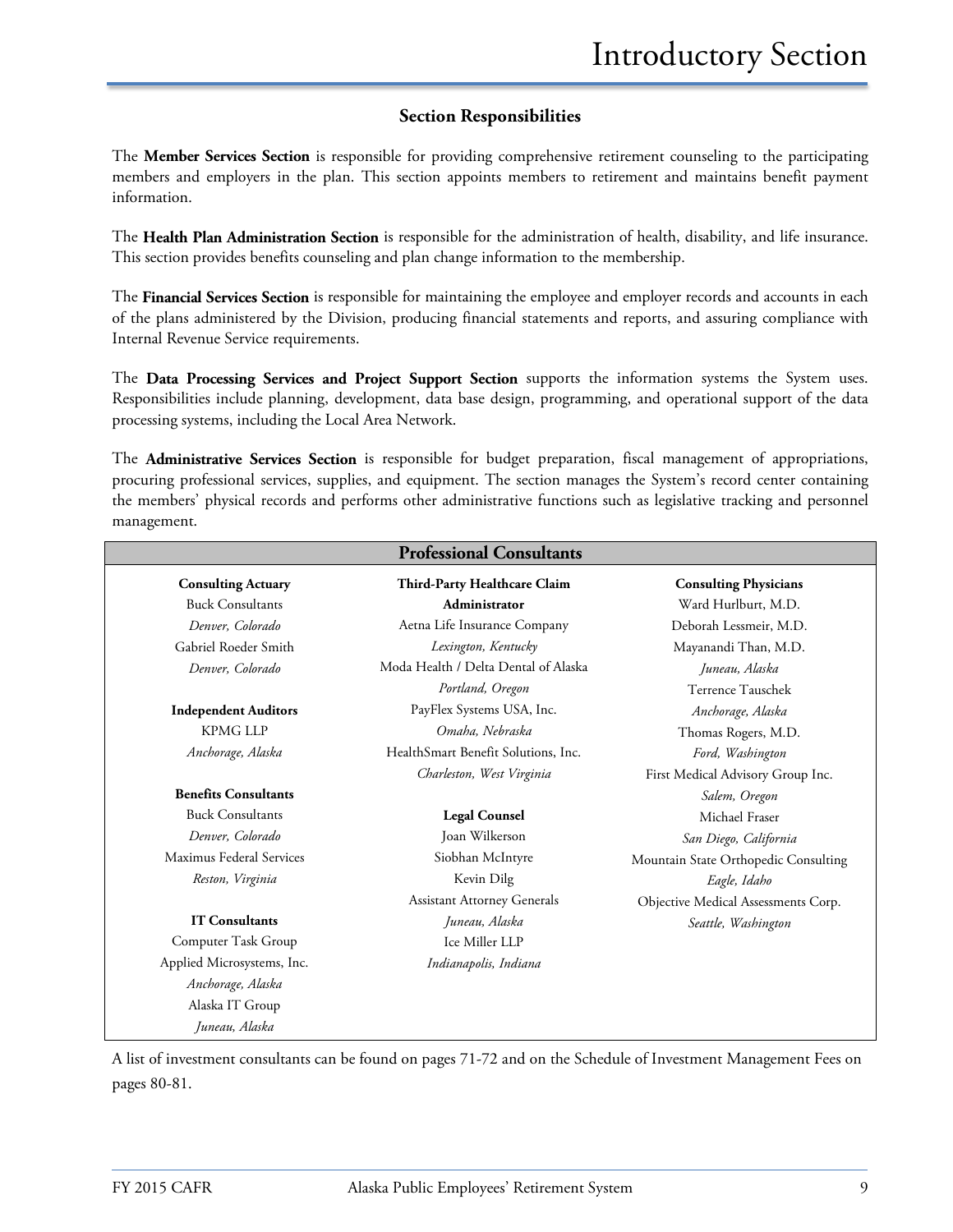## Section Responsibilities

The **Member Services Section** is responsible for providing comprehensive retirement counseling to the participating members and employers in the plan. This section appoints members to retirement and maintains benefit payment information.

The **Health Plan Administration Section** is responsible for the administration of health, disability, and life insurance. This section provides benefits counseling and plan change information to the membership.

The **Financial Services Section** is responsible for maintaining the employee and employer records and accounts in each of the plans administered by the Division, producing financial statements and reports, and assuring compliance with Internal Revenue Service requirements.

The **Data Processing Services and Project Support Section** supports the information systems the System uses. Responsibilities include planning, development, data base design, programming, and operational support of the data processing systems, including the Local Area Network.

The **Administrative Services Section** is responsible for budget preparation, fiscal management of appropriations, procuring professional services, supplies, and equipment. The section manages the System's record center containing the members' physical records and performs other administrative functions such as legislative tracking and personnel management.

## Professional Consultants

**Consulting Actuary**
Buck Consultants
*Denver, Colorado*
Gabriel Roeder Smith
*Denver, Colorado*

**Independent Auditors**
KPMG LLP
*Anchorage, Alaska*

**Benefits Consultants**
Buck Consultants
*Denver, Colorado*
Maximus Federal Services
*Reston, Virginia*

**IT Consultants**
Computer Task Group
Applied Microsystems, Inc.
*Anchorage, Alaska*
Alaska IT Group
*Juneau, Alaska*

**Third-Party Healthcare Claim Administrator**
Aetna Life Insurance Company
*Lexington, Kentucky*
Moda Health / Delta Dental of Alaska
*Portland, Oregon*
PayFlex Systems USA, Inc.
*Omaha, Nebraska*
HealthSmart Benefit Solutions, Inc.
*Charleston, West Virginia*

**Legal Counsel**
Joan Wilkerson
Siobhan McIntyre
Kevin Dilg
Assistant Attorney Generals
*Juneau, Alaska*
Ice Miller LLP
*Indianapolis, Indiana*

**Consulting Physicians**
Ward Hurlburt, M.D.
Deborah Lessmeir, M.D.
Mayanandi Than, M.D.
*Juneau, Alaska*
Terrence Tauschek
*Anchorage, Alaska*
Thomas Rogers, M.D.
*Ford, Washington*
First Medical Advisory Group Inc.
*Salem, Oregon*
Michael Fraser
*San Diego, California*
Mountain State Orthopedic Consulting
*Eagle, Idaho*
Objective Medical Assessments Corp.
*Seattle, Washington*

A list of investment consultants can be found on pages 71-72 and on the Schedule of Investment Management Fees on pages 80-81.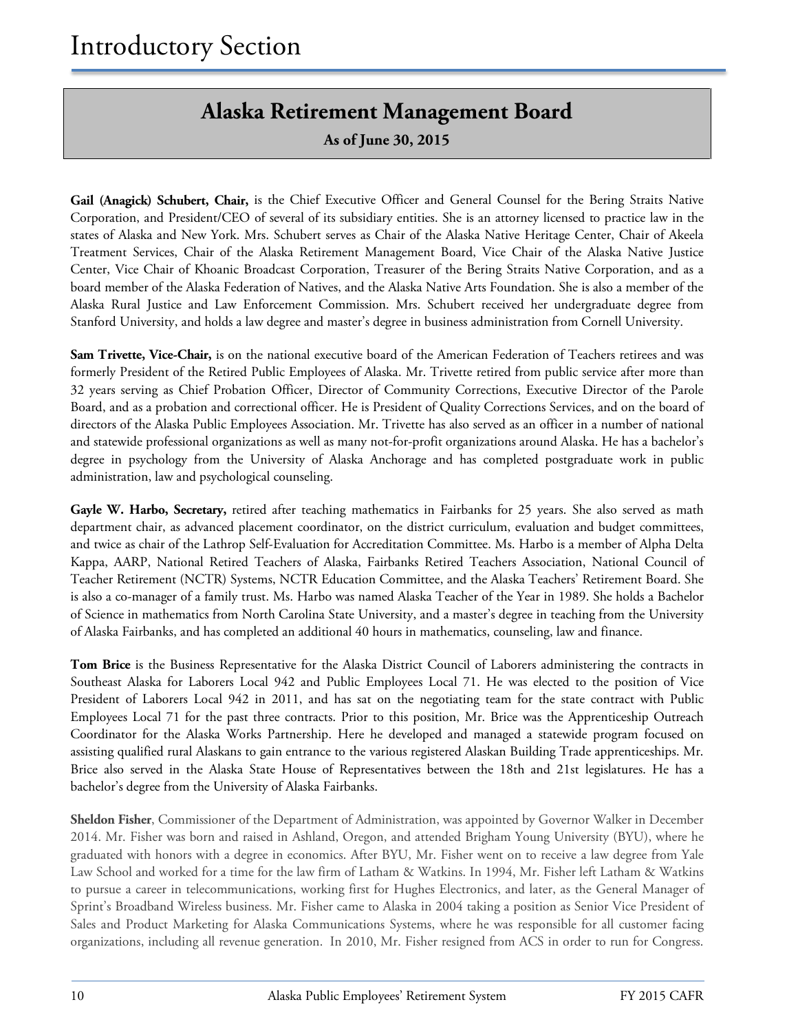# Introductory Section

## Alaska Retirement Management Board

**As of June 30, 2015**

**Gail (Anagick) Schubert, Chair,** is the Chief Executive Officer and General Counsel for the Bering Straits Native Corporation, and President/CEO of several of its subsidiary entities. She is an attorney licensed to practice law in the states of Alaska and New York. Mrs. Schubert serves as Chair of the Alaska Native Heritage Center, Chair of Akeela Treatment Services, Chair of the Alaska Retirement Management Board, Vice Chair of the Alaska Native Justice Center, Vice Chair of Khoanic Broadcast Corporation, Treasurer of the Bering Straits Native Corporation, and as a board member of the Alaska Federation of Natives, and the Alaska Native Arts Foundation. She is also a member of the Alaska Rural Justice and Law Enforcement Commission. Mrs. Schubert received her undergraduate degree from Stanford University, and holds a law degree and master's degree in business administration from Cornell University.

**Sam Trivette, Vice-Chair,** is on the national executive board of the American Federation of Teachers retirees and was formerly President of the Retired Public Employees of Alaska. Mr. Trivette retired from public service after more than 32 years serving as Chief Probation Officer, Director of Community Corrections, Executive Director of the Parole Board, and as a probation and correctional officer. He is President of Quality Corrections Services, and on the board of directors of the Alaska Public Employees Association. Mr. Trivette has also served as an officer in a number of national and statewide professional organizations as well as many not-for-profit organizations around Alaska. He has a bachelor's degree in psychology from the University of Alaska Anchorage and has completed postgraduate work in public administration, law and psychological counseling.

**Gayle W. Harbo, Secretary,** retired after teaching mathematics in Fairbanks for 25 years. She also served as math department chair, as advanced placement coordinator, on the district curriculum, evaluation and budget committees, and twice as chair of the Lathrop Self-Evaluation for Accreditation Committee. Ms. Harbo is a member of Alpha Delta Kappa, AARP, National Retired Teachers of Alaska, Fairbanks Retired Teachers Association, National Council of Teacher Retirement (NCTR) Systems, NCTR Education Committee, and the Alaska Teachers' Retirement Board. She is also a co-manager of a family trust. Ms. Harbo was named Alaska Teacher of the Year in 1989. She holds a Bachelor of Science in mathematics from North Carolina State University, and a master's degree in teaching from the University of Alaska Fairbanks, and has completed an additional 40 hours in mathematics, counseling, law and finance.

**Tom Brice** is the Business Representative for the Alaska District Council of Laborers administering the contracts in Southeast Alaska for Laborers Local 942 and Public Employees Local 71. He was elected to the position of Vice President of Laborers Local 942 in 2011, and has sat on the negotiating team for the state contract with Public Employees Local 71 for the past three contracts. Prior to this position, Mr. Brice was the Apprenticeship Outreach Coordinator for the Alaska Works Partnership. Here he developed and managed a statewide program focused on assisting qualified rural Alaskans to gain entrance to the various registered Alaskan Building Trade apprenticeships. Mr. Brice also served in the Alaska State House of Representatives between the 18th and 21st legislatures. He has a bachelor's degree from the University of Alaska Fairbanks.

**Sheldon Fisher**, Commissioner of the Department of Administration, was appointed by Governor Walker in December 2014. Mr. Fisher was born and raised in Ashland, Oregon, and attended Brigham Young University (BYU), where he graduated with honors with a degree in economics. After BYU, Mr. Fisher went on to receive a law degree from Yale Law School and worked for a time for the law firm of Latham & Watkins. In 1994, Mr. Fisher left Latham & Watkins to pursue a career in telecommunications, working first for Hughes Electronics, and later, as the General Manager of Sprint's Broadband Wireless business. Mr. Fisher came to Alaska in 2004 taking a position as Senior Vice President of Sales and Product Marketing for Alaska Communications Systems, where he was responsible for all customer facing organizations, including all revenue generation. In 2010, Mr. Fisher resigned from ACS in order to run for Congress.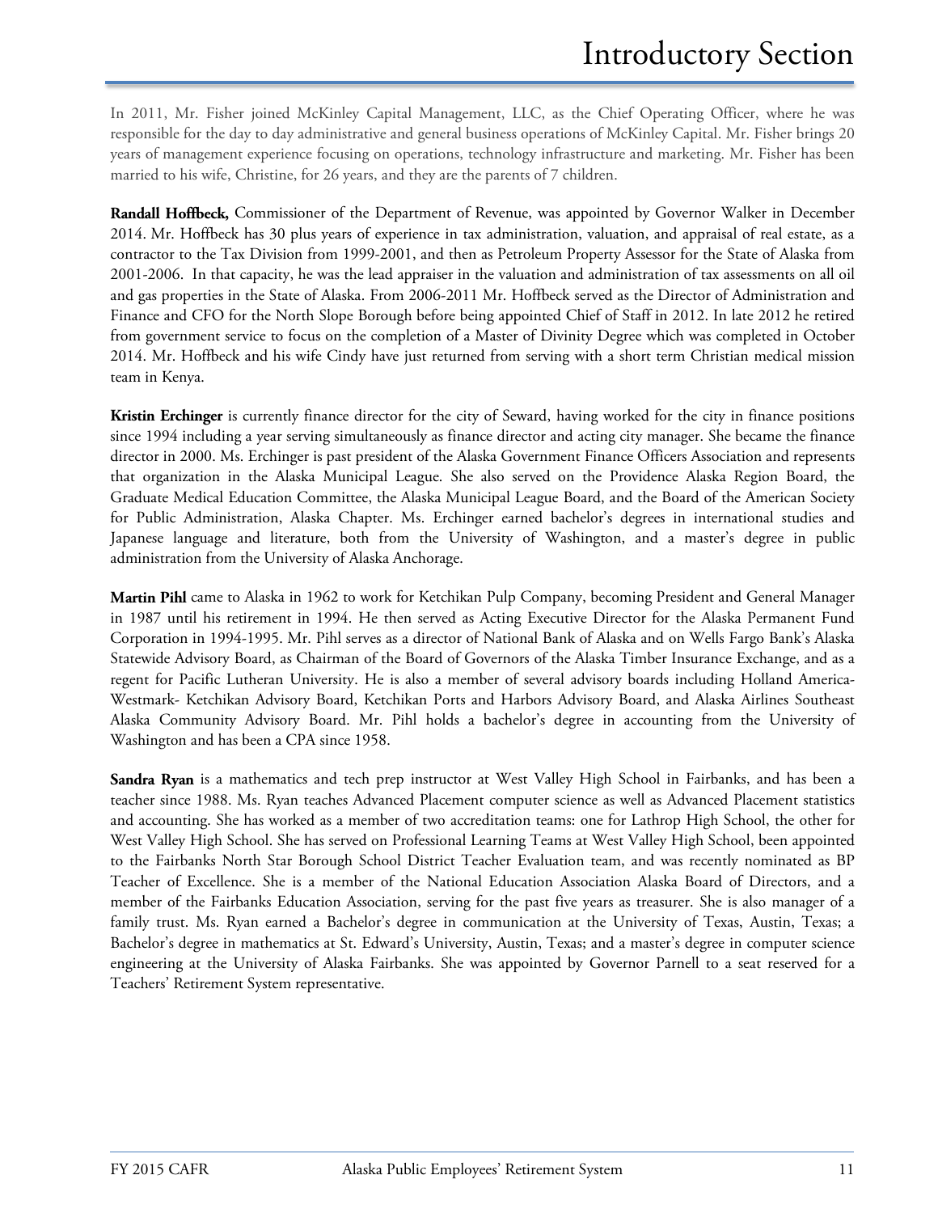In 2011, Mr. Fisher joined McKinley Capital Management, LLC, as the Chief Operating Officer, where he was responsible for the day to day administrative and general business operations of McKinley Capital. Mr. Fisher brings 20 years of management experience focusing on operations, technology infrastructure and marketing. Mr. Fisher has been married to his wife, Christine, for 26 years, and they are the parents of 7 children.

**Randall Hoffbeck,** Commissioner of the Department of Revenue, was appointed by Governor Walker in December 2014. Mr. Hoffbeck has 30 plus years of experience in tax administration, valuation, and appraisal of real estate, as a contractor to the Tax Division from 1999-2001, and then as Petroleum Property Assessor for the State of Alaska from 2001-2006. In that capacity, he was the lead appraiser in the valuation and administration of tax assessments on all oil and gas properties in the State of Alaska. From 2006-2011 Mr. Hoffbeck served as the Director of Administration and Finance and CFO for the North Slope Borough before being appointed Chief of Staff in 2012. In late 2012 he retired from government service to focus on the completion of a Master of Divinity Degree which was completed in October 2014. Mr. Hoffbeck and his wife Cindy have just returned from serving with a short term Christian medical mission team in Kenya.

**Kristin Erchinger** is currently finance director for the city of Seward, having worked for the city in finance positions since 1994 including a year serving simultaneously as finance director and acting city manager. She became the finance director in 2000. Ms. Erchinger is past president of the Alaska Government Finance Officers Association and represents that organization in the Alaska Municipal League. She also served on the Providence Alaska Region Board, the Graduate Medical Education Committee, the Alaska Municipal League Board, and the Board of the American Society for Public Administration, Alaska Chapter. Ms. Erchinger earned bachelor's degrees in international studies and Japanese language and literature, both from the University of Washington, and a master's degree in public administration from the University of Alaska Anchorage.

**Martin Pihl** came to Alaska in 1962 to work for Ketchikan Pulp Company, becoming President and General Manager in 1987 until his retirement in 1994. He then served as Acting Executive Director for the Alaska Permanent Fund Corporation in 1994-1995. Mr. Pihl serves as a director of National Bank of Alaska and on Wells Fargo Bank's Alaska Statewide Advisory Board, as Chairman of the Board of Governors of the Alaska Timber Insurance Exchange, and as a regent for Pacific Lutheran University. He is also a member of several advisory boards including Holland America-Westmark- Ketchikan Advisory Board, Ketchikan Ports and Harbors Advisory Board, and Alaska Airlines Southeast Alaska Community Advisory Board. Mr. Pihl holds a bachelor's degree in accounting from the University of Washington and has been a CPA since 1958.

**Sandra Ryan** is a mathematics and tech prep instructor at West Valley High School in Fairbanks, and has been a teacher since 1988. Ms. Ryan teaches Advanced Placement computer science as well as Advanced Placement statistics and accounting. She has worked as a member of two accreditation teams: one for Lathrop High School, the other for West Valley High School. She has served on Professional Learning Teams at West Valley High School, been appointed to the Fairbanks North Star Borough School District Teacher Evaluation team, and was recently nominated as BP Teacher of Excellence. She is a member of the National Education Association Alaska Board of Directors, and a member of the Fairbanks Education Association, serving for the past five years as treasurer. She is also manager of a family trust. Ms. Ryan earned a Bachelor's degree in communication at the University of Texas, Austin, Texas; a Bachelor's degree in mathematics at St. Edward's University, Austin, Texas; and a master's degree in computer science engineering at the University of Alaska Fairbanks. She was appointed by Governor Parnell to a seat reserved for a Teachers' Retirement System representative.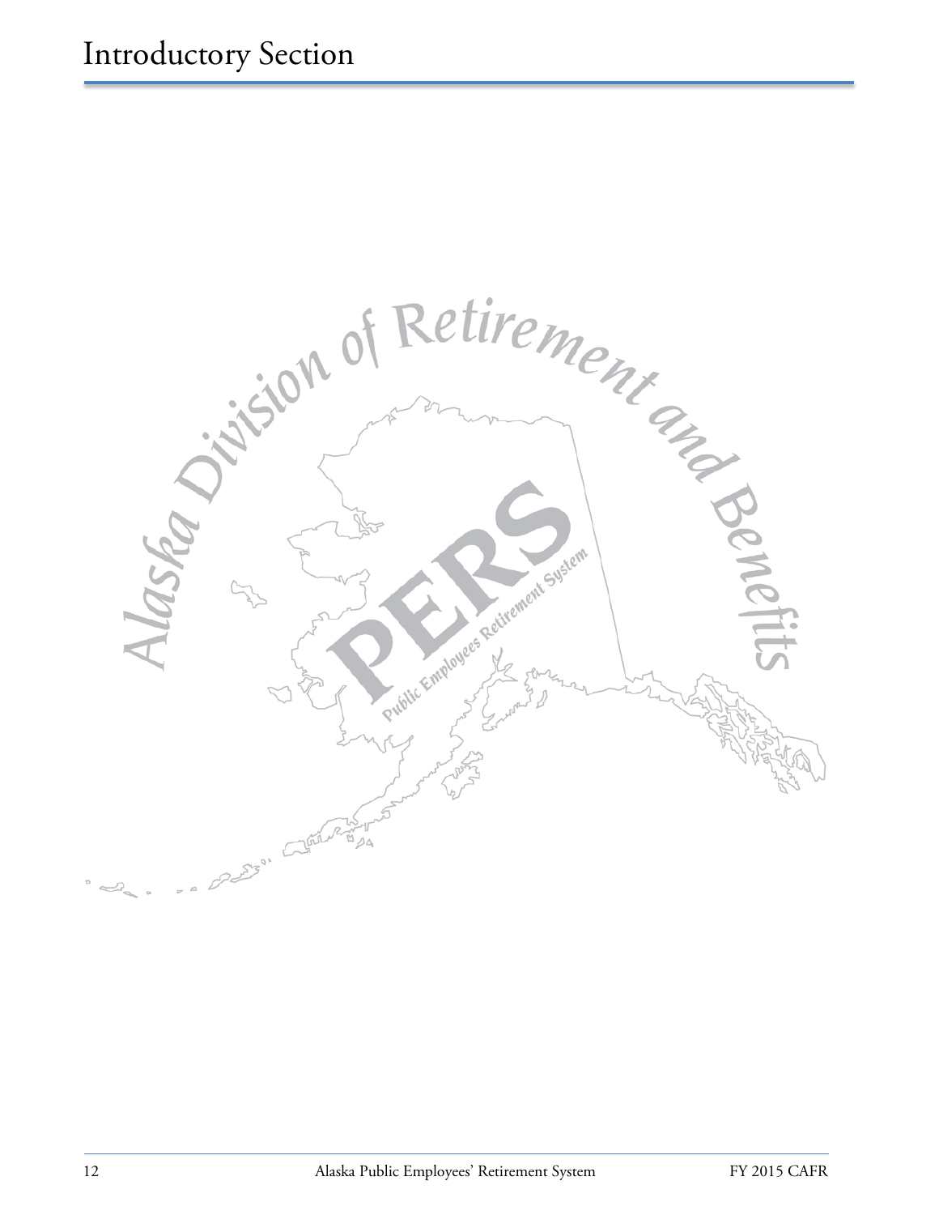Alaska Division of Retirement and Benefits

PERS

Public Employees Retirement System